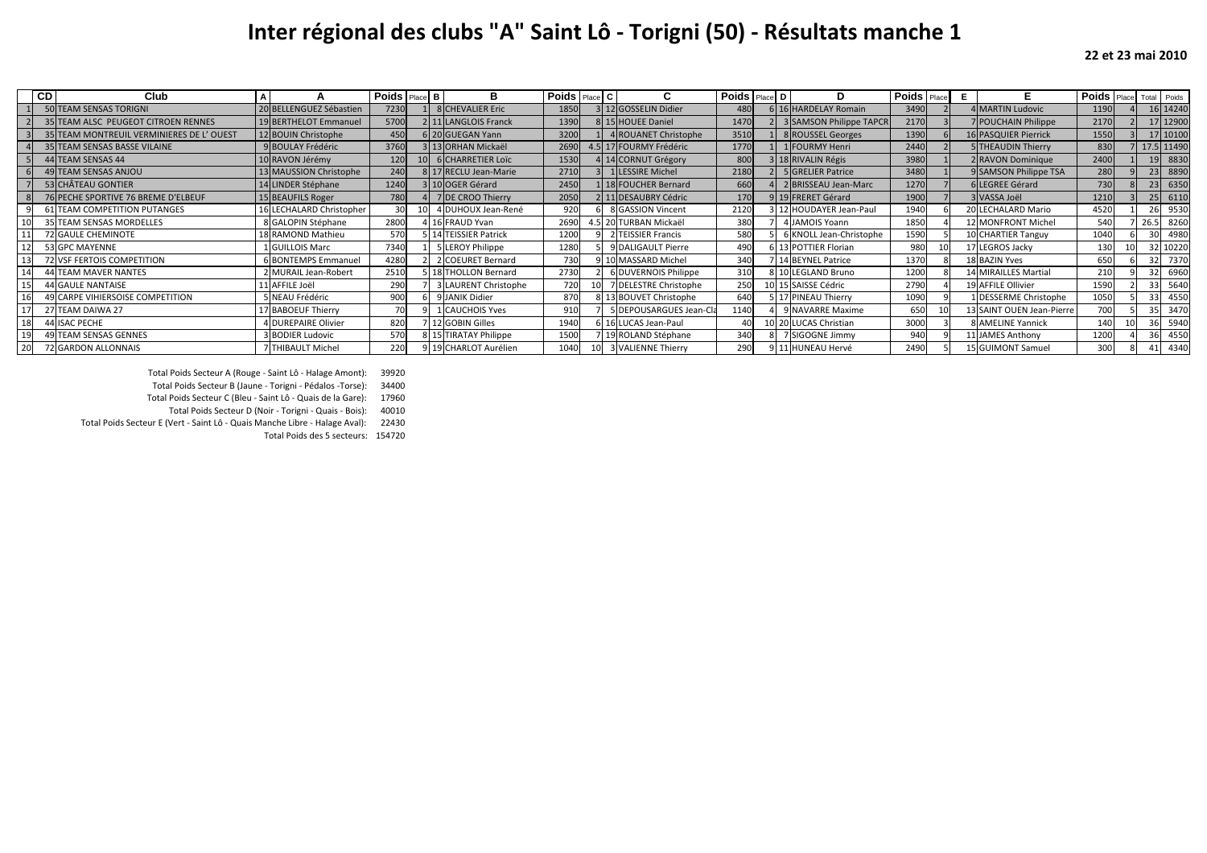# Inter régional des clubs "A" Saint Lô - Torigni (50) - Résultats manche 1

**22 et 23 mai 2010**

| | CD | Club | A | A | Poids | Place | B | B | Poids | Place | C | C | Poids | Place | D | D | Poids | Place | E | E | Poids | Place | Total | Poids |
|---|---|---|---|---|---|---|---|---|---|---|---|---|---|---|---|---|---|---|---|---|---|---|---|---|
| 1 | 50 | TEAM SENSAS TORIGNI | 20 | BELLENGUEZ Sébastien | 7230 | 1 | 8 | CHEVALIER Eric | 1850 | 3 | 12 | GOSSELIN Didier | 480 | 6 | 16 | HARDELAY Romain | 3490 | 2 | 4 | MARTIN Ludovic | 1190 | 4 | 16 | 14240 |
| 2 | 35 | TEAM ALSC PEUGEOT CITROEN RENNES | 19 | BERTHELOT Emmanuel | 5700 | 2 | 11 | LANGLOIS Franck | 1390 | 8 | 15 | HOUEE Daniel | 1470 | 2 | 3 | SAMSON Philippe TAPCR | 2170 | 3 | 7 | POUCHAIN Philippe | 2170 | 2 | 17 | 12900 |
| 3 | 35 | TEAM MONTREUIL VERMINIERES DE L' OUEST | 12 | BOUIN Christophe | 450 | 6 | 20 | GUEGAN Yann | 3200 | 1 | 4 | ROUANET Christophe | 3510 | 1 | 8 | ROUSSEL Georges | 1390 | 6 | 16 | PASQUIER Pierrick | 1550 | 3 | 17 | 10100 |
| 4 | 35 | TEAM SENSAS BASSE VILAINE | 9 | BOULAY Frédéric | 3760 | 3 | 13 | ORHAN Mickaël | 2690 | 4.5 | 17 | FOURMY Frédéric | 1770 | 1 | 1 | FOURMY Henri | 2440 | 2 | 5 | THEAUDIN Thierry | 830 | 7 | 17.5 | 11490 |
| 5 | 44 | TEAM SENSAS 44 | 10 | RAVON Jérémy | 120 | 10 | 6 | CHARRETIER Loïc | 1530 | 4 | 14 | CORNUT Grégory | 800 | 3 | 18 | RIVALIN Régis | 3980 | 1 | 2 | RAVON Dominique | 2400 | 1 | 19 | 8830 |
| 6 | 49 | TEAM SENSAS ANJOU | 13 | MAUSSION Christophe | 240 | 8 | 17 | RECLU Jean-Marie | 2710 | 3 | 1 | LESSIRE Michel | 2180 | 2 | 5 | GRELIER Patrice | 3480 | 1 | 9 | SAMSON Philippe TSA | 280 | 9 | 23 | 8890 |
| 7 | 53 | CHÂTEAU GONTIER | 14 | LINDER Stéphane | 1240 | 3 | 10 | OGER Gérard | 2450 | 1 | 18 | FOUCHER Bernard | 660 | 4 | 2 | BRISSEAU Jean-Marc | 1270 | 7 | 6 | LEGREE Gérard | 730 | 8 | 23 | 6350 |
| 8 | 76 | PECHE SPORTIVE 76 BREME D'ELBEUF | 15 | BEAUFILS Roger | 780 | 4 | 7 | DE CROO Thierry | 2050 | 2 | 11 | DESAUBRY Cédric | 170 | 9 | 19 | FRERET Gérard | 1900 | 7 | 3 | VASSA Joël | 1210 | 3 | 25 | 6110 |
| 9 | 61 | TEAM COMPETITION PUTANGES | 16 | LECHALARD Christopher | 30 | 10 | 4 | DUHOUX Jean-René | 920 | 6 | 8 | GASSION Vincent | 2120 | 3 | 12 | HOUDAYER Jean-Paul | 1940 | 6 | 20 | LECHALARD Mario | 4520 | 1 | 26 | 9530 |
| 10 | 35 | TEAM SENSAS MORDELLES | 8 | GALOPIN Stéphane | 2800 | 4 | 16 | FRAUD Yvan | 2690 | 4.5 | 20 | TURBAN Mickaël | 380 | 7 | 4 | JAMOIS Yoann | 1850 | 4 | 12 | MONFRONT Michel | 540 | 7 | 26.5 | 8260 |
| 11 | 72 | GAULE CHEMINOTE | 18 | RAMOND Mathieu | 570 | 5 | 14 | TEISSIER Patrick | 1200 | 9 | 2 | TEISSIER Francis | 580 | 5 | 6 | KNOLL Jean-Christophe | 1590 | 5 | 10 | CHARTIER Tanguy | 1040 | 6 | 30 | 4980 |
| 12 | 53 | GPC MAYENNE | 1 | GUILLOIS Marc | 7340 | 1 | 5 | LEROY Philippe | 1280 | 5 | 9 | DALIGAULT Pierre | 490 | 6 | 13 | POTTIER Florian | 980 | 10 | 17 | LEGROS Jacky | 130 | 10 | 32 | 10220 |
| 13 | 72 | VSF FERTOIS COMPETITION | 6 | BONTEMPS Emmanuel | 4280 | 2 | 2 | COEURET Bernard | 730 | 9 | 10 | MASSARD Michel | 340 | 7 | 14 | BEYNEL Patrice | 1370 | 8 | 18 | BAZIN Yves | 650 | 6 | 32 | 7370 |
| 14 | 44 | TEAM MAVER NANTES | 2 | MURAIL Jean-Robert | 2510 | 5 | 18 | THOLLON Bernard | 2730 | 2 | 6 | DUVERNOIS Philippe | 310 | 8 | 10 | LEGLAND Bruno | 1200 | 8 | 14 | MIRAILLES Martial | 210 | 9 | 32 | 6960 |
| 15 | 44 | GAULE NANTAISE | 11 | AFFILE Joël | 290 | 7 | 3 | LAURENT Christophe | 720 | 10 | 7 | DELESTRE Christophe | 250 | 10 | 15 | SAISSE Cédric | 2790 | 4 | 19 | AFFILE Ollivier | 1590 | 2 | 33 | 5640 |
| 16 | 49 | CARPE VIHIERSOISE COMPETITION | 5 | NEAU Frédéric | 900 | 6 | 9 | JANIK Didier | 870 | 8 | 13 | BOUVET Christophe | 640 | 5 | 17 | PINEAU Thierry | 1090 | 9 | 1 | DESSERME Christophe | 1050 | 5 | 33 | 4550 |
| 17 | 27 | TEAM DAIWA 27 | 17 | BABOEUF Thierry | 70 | 9 | 1 | CAUCHOIS Yves | 910 | 7 | 5 | DEPOUSARGUES Jean-Cla | 1140 | 4 | 9 | NAVARRE Maxime | 650 | 10 | 13 | SAINT OUEN Jean-Pierre | 700 | 5 | 35 | 3470 |
| 18 | 44 | ISAC PECHE | 4 | DUREPAIRE Olivier | 820 | 7 | 12 | GOBIN Gilles | 1940 | 6 | 16 | LUCAS Jean-Paul | 40 | 10 | 20 | LUCAS Christian | 3000 | 3 | 8 | AMELINE Yannick | 140 | 10 | 36 | 5940 |
| 19 | 49 | TEAM SENSAS GENNES | 3 | BODIER Ludovic | 570 | 8 | 15 | TIRATAY Philippe | 1500 | 7 | 19 | ROLAND Stéphane | 340 | 8 | 7 | SIGOGNE Jimmy | 940 | 9 | 11 | JAMES Anthony | 1200 | 4 | 36 | 4550 |
| 20 | 72 | GARDON ALLONNAIS | 7 | THIBAULT Michel | 220 | 9 | 19 | CHARLOT Aurélien | 1040 | 10 | 3 | VALIENNE Thierry | 290 | 9 | 11 | HUNEAU Hervé | 2490 | 5 | 15 | GUIMONT Samuel | 300 | 8 | 41 | 4340 |

| | |
|---|---|
| Total Poids Secteur A (Rouge - Saint Lô - Halage Amont): | 39920 |
| Total Poids Secteur B (Jaune - Torigni - Pédalos -Torse): | 34400 |
| Total Poids Secteur C (Bleu - Saint Lô - Quais de la Gare): | 17960 |
| Total Poids Secteur D (Noir - Torigni - Quais - Bois): | 40010 |
| Total Poids Secteur E (Vert - Saint Lô - Quais Manche Libre - Halage Aval): | 22430 |
| Total Poids des 5 secteurs: | 154720 |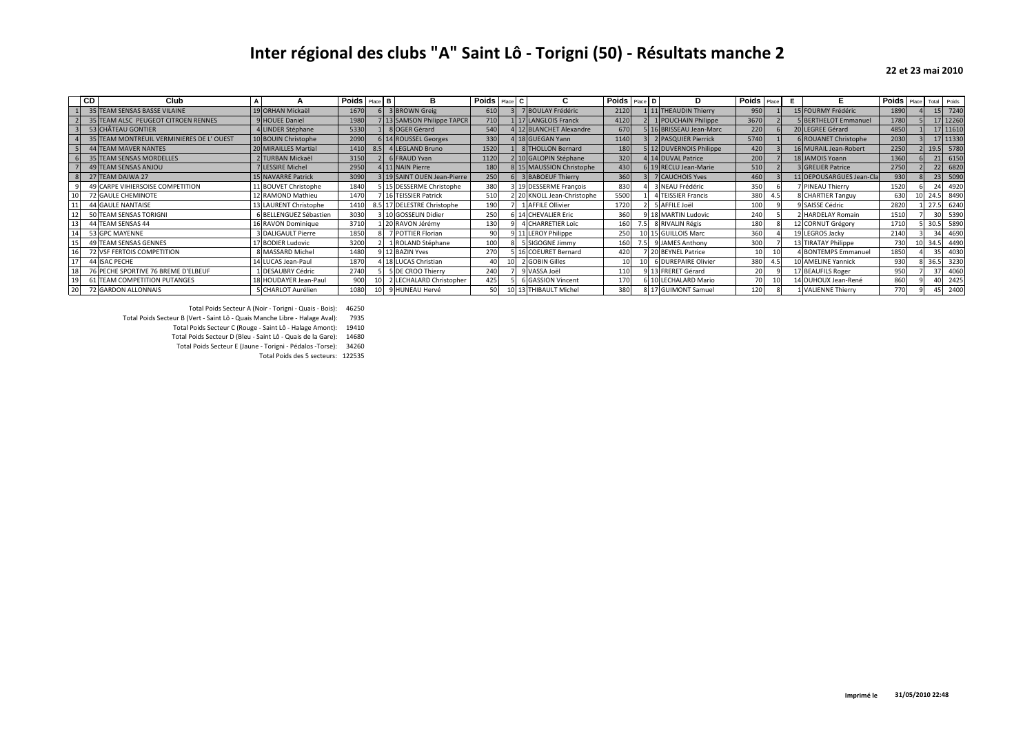# Inter régional des clubs "A" Saint Lô - Torigni (50) - Résultats manche 2

**22 et 23 mai 2010**

| | CD | Club | A | A | Poids | Place | B | B | Poids | Place | C | C | Poids | Place | D | D | Poids | Place | E | E | Poids | Place | Total | Poids |
|---|---|---|---|---|---|---|---|---|---|---|---|---|---|---|---|---|---|---|---|---|---|---|---|---|
| 1 | 35 | TEAM SENSAS BASSE VILAINE | 19 | ORHAN Mickaël | 1670 | 6 | 3 | BROWN Greig | 610 | 3 | 7 | BOULAY Frédéric | 2120 | 1 | 11 | THEAUDIN Thierry | 950 | 1 | 15 | FOURMY Frédéric | 1890 | 4 | 15 | 7240 |
| 2 | 35 | TEAM ALSC PEUGEOT CITROEN RENNES | 9 | HOUEE Daniel | 1980 | 7 | 13 | SAMSON Philippe TAPCR | 710 | 1 | 17 | LANGLOIS Franck | 4120 | 2 | 1 | POUCHAIN Philippe | 3670 | 2 | 5 | BERTHELOT Emmanuel | 1780 | 5 | 17 | 12260 |
| 3 | 53 | CHÂTEAU GONTIER | 4 | LINDER Stéphane | 5330 | 1 | 8 | OGER Gérard | 540 | 4 | 12 | BLANCHET Alexandre | 670 | 5 | 16 | BRISSEAU Jean-Marc | 220 | 6 | 20 | LEGREE Gérard | 4850 | 1 | 17 | 11610 |
| 4 | 35 | TEAM MONTREUIL VERMINIERES DE L' OUEST | 10 | BOUIN Christophe | 2090 | 6 | 14 | ROUSSEL Georges | 330 | 4 | 18 | GUEGAN Yann | 1140 | 3 | 2 | PASQUIER Pierrick | 5740 | 1 | 6 | ROUANET Christophe | 2030 | 3 | 17 | 11330 |
| 5 | 44 | TEAM MAVER NANTES | 20 | MIRAILLES Martial | 1410 | 8.5 | 4 | LEGLAND Bruno | 1520 | 1 | 8 | THOLLON Bernard | 180 | 5 | 12 | DUVERNOIS Philippe | 420 | 3 | 16 | MURAIL Jean-Robert | 2250 | 2 | 19.5 | 5780 |
| 6 | 35 | TEAM SENSAS MORDELLES | 2 | TURBAN Mickaël | 3150 | 2 | 6 | FRAUD Yvan | 1120 | 2 | 10 | GALOPIN Stéphane | 320 | 4 | 14 | DUVAL Patrice | 200 | 7 | 18 | JAMOIS Yoann | 1360 | 6 | 21 | 6150 |
| 7 | 49 | TEAM SENSAS ANJOU | 7 | LESSIRE Michel | 2950 | 4 | 11 | NAIN Pierre | 180 | 8 | 15 | MAUSSION Christophe | 430 | 6 | 19 | RECLU Jean-Marie | 510 | 2 | 3 | GRELIER Patrice | 2750 | 2 | 22 | 6820 |
| 8 | 27 | TEAM DAIWA 27 | 15 | NAVARRE Patrick | 3090 | 3 | 19 | SAINT OUEN Jean-Pierre | 250 | 6 | 3 | BABOEUF Thierry | 360 | 3 | 7 | CAUCHOIS Yves | 460 | 3 | 11 | DEPOUSARGUES Jean-Cla | 930 | 8 | 23 | 5090 |
| 9 | 49 | CARPE VIHIERSOISE COMPETITION | 11 | BOUVET Christophe | 1840 | 5 | 15 | DESSERME Christophe | 380 | 3 | 19 | DESSERME François | 830 | 4 | 3 | NEAU Frédéric | 350 | 6 | 7 | PINEAU Thierry | 1520 | 6 | 24 | 4920 |
| 10 | 72 | GAULE CHEMINOTE | 12 | RAMOND Mathieu | 1470 | 7 | 16 | TEISSIER Patrick | 510 | 2 | 20 | KNOLL Jean-Christophe | 5500 | 1 | 4 | TEISSIER Francis | 380 | 4.5 | 8 | CHARTIER Tanguy | 630 | 10 | 24.5 | 8490 |
| 11 | 44 | GAULE NANTAISE | 13 | LAURENT Christophe | 1410 | 8.5 | 17 | DELESTRE Christophe | 190 | 7 | 1 | AFFILE Ollivier | 1720 | 2 | 5 | AFFILE Joël | 100 | 9 | 9 | SAISSE Cédric | 2820 | 1 | 27.5 | 6240 |
| 12 | 50 | TEAM SENSAS TORIGNI | 6 | BELLENGUEZ Sébastien | 3030 | 3 | 10 | GOSSELIN Didier | 250 | 6 | 14 | CHEVALIER Eric | 360 | 9 | 18 | MARTIN Ludovic | 240 | 5 | 2 | HARDELAY Romain | 1510 | 7 | 30 | 5390 |
| 13 | 44 | TEAM SENSAS 44 | 16 | RAVON Dominique | 3710 | 1 | 20 | RAVON Jérémy | 130 | 9 | 4 | CHARRETIER Loïc | 160 | 7.5 | 8 | RIVALIN Régis | 180 | 8 | 12 | CORNUT Grégory | 1710 | 5 | 30.5 | 5890 |
| 14 | 53 | GPC MAYENNE | 3 | DALIGAULT Pierre | 1850 | 8 | 7 | POTTIER Florian | 90 | 9 | 11 | LEROY Philippe | 250 | 10 | 15 | GUILLOIS Marc | 360 | 4 | 19 | LEGROS Jacky | 2140 | 3 | 34 | 4690 |
| 15 | 49 | TEAM SENSAS GENNES | 17 | BODIER Ludovic | 3200 | 2 | 1 | ROLAND Stéphane | 100 | 8 | 5 | SIGOGNE Jimmy | 160 | 7.5 | 9 | JAMES Anthony | 300 | 7 | 13 | TIRATAY Philippe | 730 | 10 | 34.5 | 4490 |
| 16 | 72 | VSF FERTOIS COMPETITION | 8 | MASSARD Michel | 1480 | 9 | 12 | BAZIN Yves | 270 | 5 | 16 | COEURET Bernard | 420 | 7 | 20 | BEYNEL Patrice | 10 | 10 | 4 | BONTEMPS Emmanuel | 1850 | 4 | 35 | 4030 |
| 17 | 44 | ISAC PECHE | 14 | LUCAS Jean-Paul | 1870 | 4 | 18 | LUCAS Christian | 40 | 10 | 2 | GOBIN Gilles | 10 | 10 | 6 | DUREPAIRE Olivier | 380 | 4.5 | 10 | AMELINE Yannick | 930 | 8 | 36.5 | 3230 |
| 18 | 76 | PECHE SPORTIVE 76 BREME D'ELBEUF | 1 | DESAUBRY Cédric | 2740 | 5 | 5 | DE CROO Thierry | 240 | 7 | 9 | VASSA Joël | 110 | 9 | 13 | FRERET Gérard | 20 | 9 | 17 | BEAUFILS Roger | 950 | 7 | 37 | 4060 |
| 19 | 61 | TEAM COMPETITION PUTANGES | 18 | HOUDAYER Jean-Paul | 900 | 10 | 2 | LECHALARD Christopher | 425 | 5 | 6 | GASSION Vincent | 170 | 6 | 10 | LECHALARD Mario | 70 | 10 | 14 | DUHOUX Jean-René | 860 | 9 | 40 | 2425 |
| 20 | 72 | GARDON ALLONNAIS | 5 | CHARLOT Aurélien | 1080 | 10 | 9 | HUNEAU Hervé | 50 | 10 | 13 | THIBAULT Michel | 380 | 8 | 17 | GUIMONT Samuel | 120 | 8 | 1 | VALIENNE Thierry | 770 | 9 | 45 | 2400 |

Total Poids Secteur A (Noir - Torigni - Quais - Bois): 46250
Total Poids Secteur B (Vert - Saint Lô - Quais Manche Libre - Halage Aval): 7935
Total Poids Secteur C (Rouge - Saint Lô - Halage Amont): 19410
Total Poids Secteur D (Bleu - Saint Lô - Quais de la Gare): 14680
Total Poids Secteur E (Jaune - Torigni - Pédalos -Torse): 34260
Total Poids des 5 secteurs: 122535

**Imprimé le** **31/05/2010 22:48**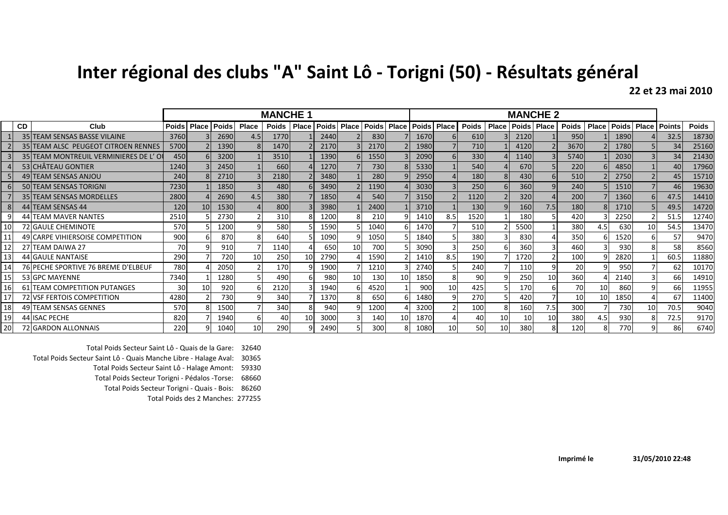# Inter régional des clubs "A" Saint Lô - Torigni (50) - Résultats général

**22 et 23 mai 2010**

| | | | MANCHE 1 | | | | | | | | | | MANCHE 2 | | | | | | | | | | | |
|---|---|---|---|---|---|---|---|---|---|---|---|---|---|---|---|---|---|---|---|---|---|---|---|---|
| | CD | Club | Poids | Place | Poids | Place | Poids | Place | Poids | Place | Poids | Place | Poids | Place | Poids | Place | Poids | Place | Poids | Place | Poids | Place | Points | Poids |
| 1 | 35 | TEAM SENSAS BASSE VILAINE | 3760 | 3 | 2690 | 4.5 | 1770 | 1 | 2440 | 2 | 830 | 7 | 1670 | 6 | 610 | 3 | 2120 | 1 | 950 | 1 | 1890 | 4 | 32.5 | 18730 |
| 2 | 35 | TEAM ALSC PEUGEOT CITROEN RENNES | 5700 | 2 | 1390 | 8 | 1470 | 2 | 2170 | 3 | 2170 | 2 | 1980 | 7 | 710 | 1 | 4120 | 2 | 3670 | 2 | 1780 | 5 | 34 | 25160 |
| 3 | 35 | TEAM MONTREUIL VERMINIERES DE L' O | 450 | 6 | 3200 | 1 | 3510 | 1 | 1390 | 6 | 1550 | 3 | 2090 | 6 | 330 | 4 | 1140 | 3 | 5740 | 1 | 2030 | 3 | 34 | 21430 |
| 4 | 53 | CHÂTEAU GONTIER | 1240 | 3 | 2450 | 1 | 660 | 4 | 1270 | 7 | 730 | 8 | 5330 | 1 | 540 | 4 | 670 | 5 | 220 | 6 | 4850 | 1 | 40 | 17960 |
| 5 | 49 | TEAM SENSAS ANJOU | 240 | 8 | 2710 | 3 | 2180 | 2 | 3480 | 1 | 280 | 9 | 2950 | 4 | 180 | 8 | 430 | 6 | 510 | 2 | 2750 | 2 | 45 | 15710 |
| 6 | 50 | TEAM SENSAS TORIGNI | 7230 | 1 | 1850 | 3 | 480 | 6 | 3490 | 2 | 1190 | 4 | 3030 | 3 | 250 | 6 | 360 | 9 | 240 | 5 | 1510 | 7 | 46 | 19630 |
| 7 | 35 | TEAM SENSAS MORDELLES | 2800 | 4 | 2690 | 4.5 | 380 | 7 | 1850 | 4 | 540 | 7 | 3150 | 2 | 1120 | 2 | 320 | 4 | 200 | 7 | 1360 | 6 | 47.5 | 14410 |
| 8 | 44 | TEAM SENSAS 44 | 120 | 10 | 1530 | 4 | 800 | 3 | 3980 | 1 | 2400 | 1 | 3710 | 1 | 130 | 9 | 160 | 7.5 | 180 | 8 | 1710 | 5 | 49.5 | 14720 |
| 9 | 44 | TEAM MAVER NANTES | 2510 | 5 | 2730 | 2 | 310 | 8 | 1200 | 8 | 210 | 9 | 1410 | 8.5 | 1520 | 1 | 180 | 5 | 420 | 3 | 2250 | 2 | 51.5 | 12740 |
| 10 | 72 | GAULE CHEMINOTE | 570 | 5 | 1200 | 9 | 580 | 5 | 1590 | 5 | 1040 | 6 | 1470 | 7 | 510 | 2 | 5500 | 1 | 380 | 4.5 | 630 | 10 | 54.5 | 13470 |
| 11 | 49 | CARPE VIHIERSOISE COMPETITION | 900 | 6 | 870 | 8 | 640 | 5 | 1090 | 9 | 1050 | 5 | 1840 | 5 | 380 | 3 | 830 | 4 | 350 | 6 | 1520 | 6 | 57 | 9470 |
| 12 | 27 | TEAM DAIWA 27 | 70 | 9 | 910 | 7 | 1140 | 4 | 650 | 10 | 700 | 5 | 3090 | 3 | 250 | 6 | 360 | 3 | 460 | 3 | 930 | 8 | 58 | 8560 |
| 13 | 44 | GAULE NANTAISE | 290 | 7 | 720 | 10 | 250 | 10 | 2790 | 4 | 1590 | 2 | 1410 | 8.5 | 190 | 7 | 1720 | 2 | 100 | 9 | 2820 | 1 | 60.5 | 11880 |
| 14 | 76 | PECHE SPORTIVE 76 BREME D'ELBEUF | 780 | 4 | 2050 | 2 | 170 | 9 | 1900 | 7 | 1210 | 3 | 2740 | 5 | 240 | 7 | 110 | 9 | 20 | 9 | 950 | 7 | 62 | 10170 |
| 15 | 53 | GPC MAYENNE | 7340 | 1 | 1280 | 5 | 490 | 6 | 980 | 10 | 130 | 10 | 1850 | 8 | 90 | 9 | 250 | 10 | 360 | 4 | 2140 | 3 | 66 | 14910 |
| 16 | 61 | TEAM COMPETITION PUTANGES | 30 | 10 | 920 | 6 | 2120 | 3 | 1940 | 6 | 4520 | 1 | 900 | 10 | 425 | 5 | 170 | 6 | 70 | 10 | 860 | 9 | 66 | 11955 |
| 17 | 72 | VSF FERTOIS COMPETITION | 4280 | 2 | 730 | 9 | 340 | 7 | 1370 | 8 | 650 | 6 | 1480 | 9 | 270 | 5 | 420 | 7 | 10 | 10 | 1850 | 4 | 67 | 11400 |
| 18 | 49 | TEAM SENSAS GENNES | 570 | 8 | 1500 | 7 | 340 | 8 | 940 | 9 | 1200 | 4 | 3200 | 2 | 100 | 8 | 160 | 7.5 | 300 | 7 | 730 | 10 | 70.5 | 9040 |
| 19 | 44 | ISAC PECHE | 820 | 7 | 1940 | 6 | 40 | 10 | 3000 | 3 | 140 | 10 | 1870 | 4 | 40 | 10 | 10 | 10 | 380 | 4.5 | 930 | 8 | 72.5 | 9170 |
| 20 | 72 | GARDON ALLONNAIS | 220 | 9 | 1040 | 10 | 290 | 9 | 2490 | 5 | 300 | 8 | 1080 | 10 | 50 | 10 | 380 | 8 | 120 | 8 | 770 | 9 | 86 | 6740 |

Total Poids Secteur Saint Lô - Quais de la Gare: 32640

Total Poids Secteur Saint Lô - Quais Manche Libre - Halage Aval: 30365

Total Poids Secteur Saint Lô - Halage Amont: 59330

Total Poids Secteur Torigni - Pédalos -Torse: 68660

Total Poids Secteur Torigni - Quais - Bois: 86260

Total Poids des 2 Manches: 277255

Imprimé le 31/05/2010 22:48